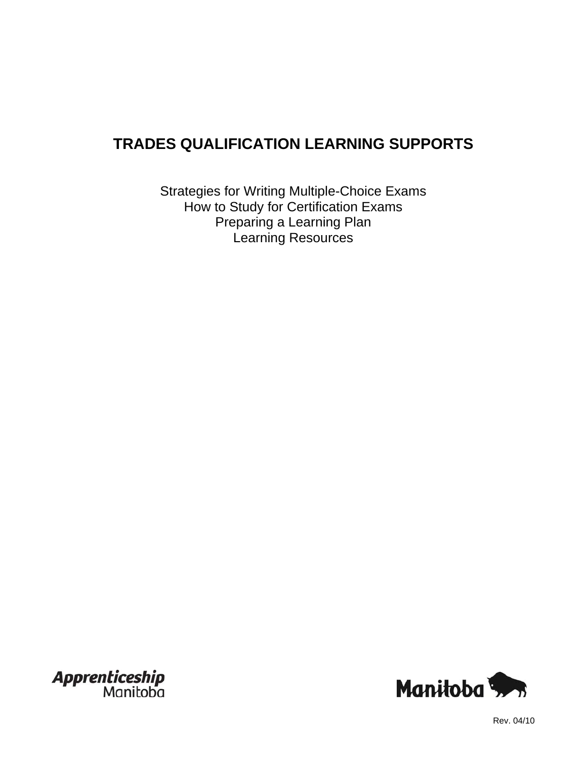# TRADES QUALIFICATION LEARNING SUPPORTS

Strategies for Writing Multiple-Choice Exams
How to Study for Certification Exams
Preparing a Learning Plan
Learning Resources

Apprenticeship Manitoba

Manitoba

Rev. 04/10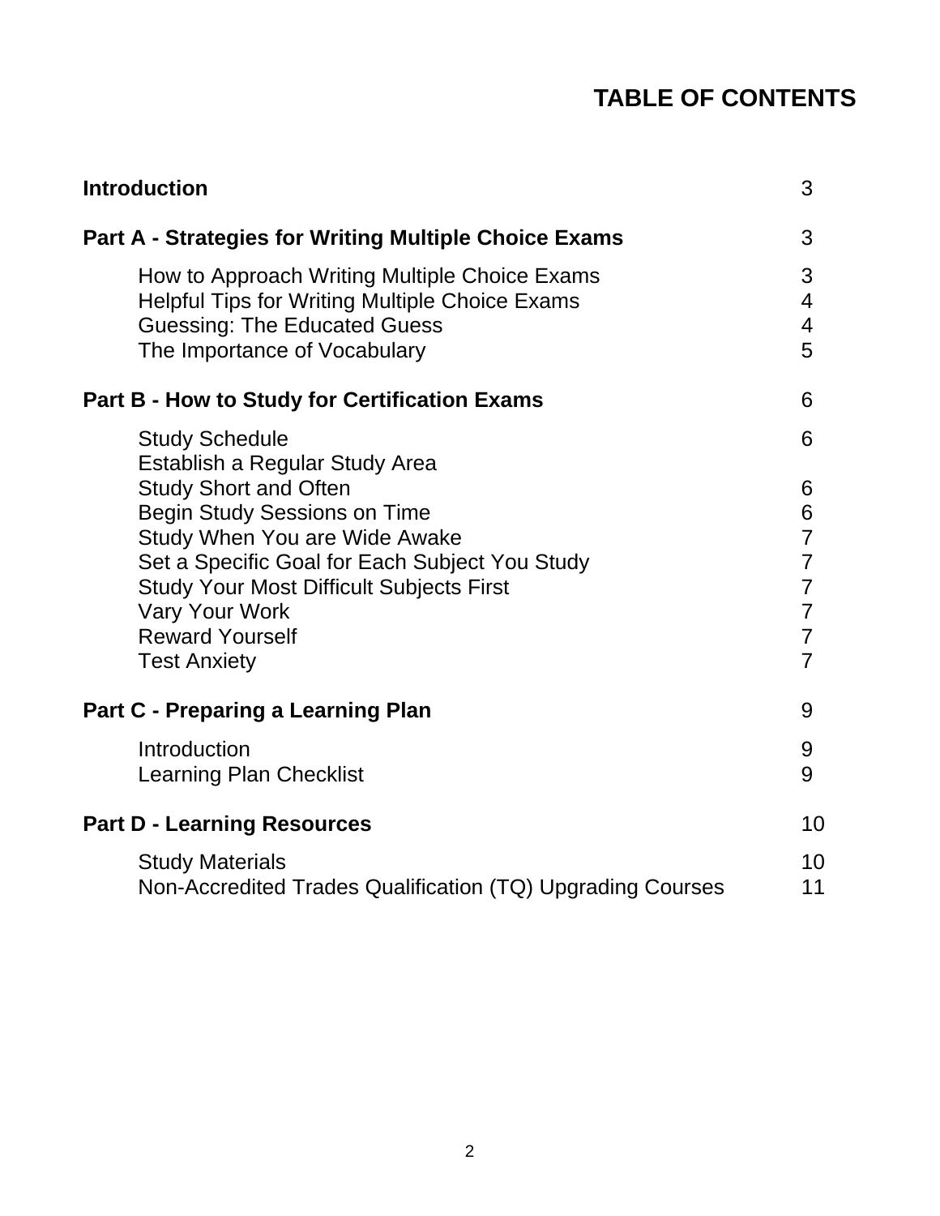# TABLE OF CONTENTS

| | |
|---|---|
| **Introduction** | 3 |
| **Part A - Strategies for Writing Multiple Choice Exams** | 3 |
| How to Approach Writing Multiple Choice Exams | 3 |
| Helpful Tips for Writing Multiple Choice Exams | 4 |
| Guessing: The Educated Guess | 4 |
| The Importance of Vocabulary | 5 |
| **Part B - How to Study for Certification Exams** | 6 |
| Study Schedule | 6 |
| Establish a Regular Study Area | |
| Study Short and Often | 6 |
| Begin Study Sessions on Time | 6 |
| Study When You are Wide Awake | 7 |
| Set a Specific Goal for Each Subject You Study | 7 |
| Study Your Most Difficult Subjects First | 7 |
| Vary Your Work | 7 |
| Reward Yourself | 7 |
| Test Anxiety | 7 |
| **Part C - Preparing a Learning Plan** | 9 |
| Introduction | 9 |
| Learning Plan Checklist | 9 |
| **Part D - Learning Resources** | 10 |
| Study Materials | 10 |
| Non-Accredited Trades Qualification (TQ) Upgrading Courses | 11 |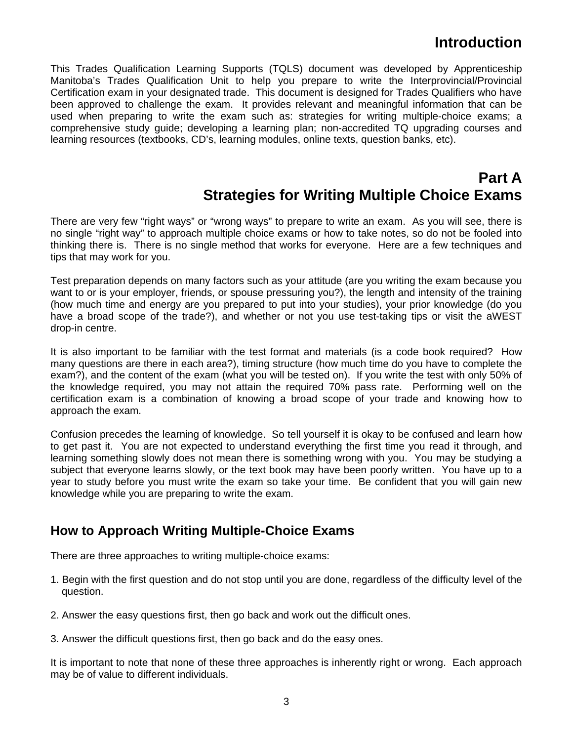# Introduction

This Trades Qualification Learning Supports (TQLS) document was developed by Apprenticeship Manitoba's Trades Qualification Unit to help you prepare to write the Interprovincial/Provincial Certification exam in your designated trade. This document is designed for Trades Qualifiers who have been approved to challenge the exam. It provides relevant and meaningful information that can be used when preparing to write the exam such as: strategies for writing multiple-choice exams; a comprehensive study guide; developing a learning plan; non-accredited TQ upgrading courses and learning resources (textbooks, CD's, learning modules, online texts, question banks, etc).

# Part A
# Strategies for Writing Multiple Choice Exams

There are very few "right ways" or "wrong ways" to prepare to write an exam. As you will see, there is no single "right way" to approach multiple choice exams or how to take notes, so do not be fooled into thinking there is. There is no single method that works for everyone. Here are a few techniques and tips that may work for you.

Test preparation depends on many factors such as your attitude (are you writing the exam because you want to or is your employer, friends, or spouse pressuring you?), the length and intensity of the training (how much time and energy are you prepared to put into your studies), your prior knowledge (do you have a broad scope of the trade?), and whether or not you use test-taking tips or visit the aWEST drop-in centre.

It is also important to be familiar with the test format and materials (is a code book required? How many questions are there in each area?), timing structure (how much time do you have to complete the exam?), and the content of the exam (what you will be tested on). If you write the test with only 50% of the knowledge required, you may not attain the required 70% pass rate. Performing well on the certification exam is a combination of knowing a broad scope of your trade and knowing how to approach the exam.

Confusion precedes the learning of knowledge. So tell yourself it is okay to be confused and learn how to get past it. You are not expected to understand everything the first time you read it through, and learning something slowly does not mean there is something wrong with you. You may be studying a subject that everyone learns slowly, or the text book may have been poorly written. You have up to a year to study before you must write the exam so take your time. Be confident that you will gain new knowledge while you are preparing to write the exam.

## How to Approach Writing Multiple-Choice Exams

There are three approaches to writing multiple-choice exams:

1. Begin with the first question and do not stop until you are done, regardless of the difficulty level of the question.

2. Answer the easy questions first, then go back and work out the difficult ones.

3. Answer the difficult questions first, then go back and do the easy ones.

It is important to note that none of these three approaches is inherently right or wrong. Each approach may be of value to different individuals.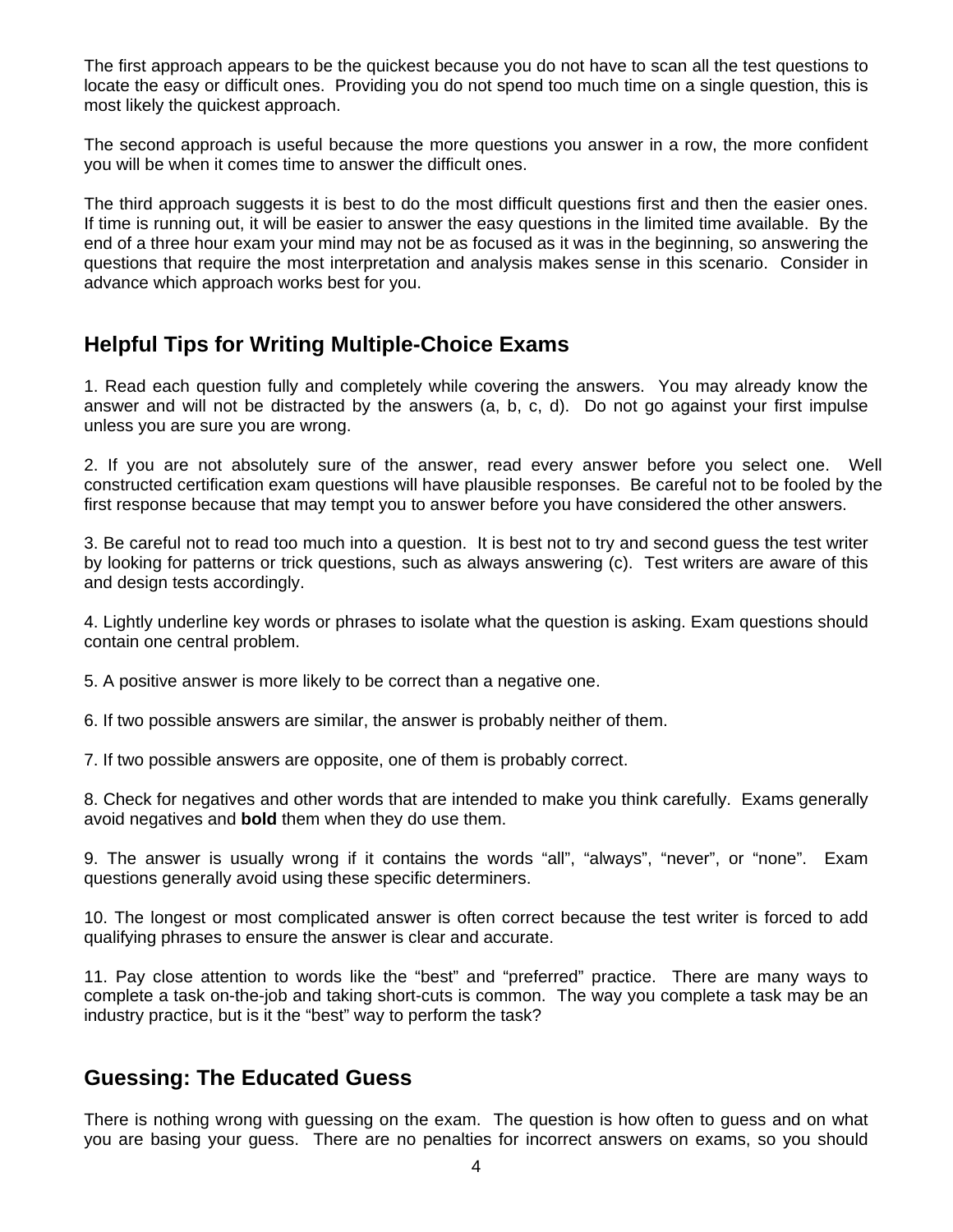The first approach appears to be the quickest because you do not have to scan all the test questions to locate the easy or difficult ones. Providing you do not spend too much time on a single question, this is most likely the quickest approach.

The second approach is useful because the more questions you answer in a row, the more confident you will be when it comes time to answer the difficult ones.

The third approach suggests it is best to do the most difficult questions first and then the easier ones. If time is running out, it will be easier to answer the easy questions in the limited time available. By the end of a three hour exam your mind may not be as focused as it was in the beginning, so answering the questions that require the most interpretation and analysis makes sense in this scenario. Consider in advance which approach works best for you.

## Helpful Tips for Writing Multiple-Choice Exams

1. Read each question fully and completely while covering the answers. You may already know the answer and will not be distracted by the answers (a, b, c, d). Do not go against your first impulse unless you are sure you are wrong.

2. If you are not absolutely sure of the answer, read every answer before you select one. Well constructed certification exam questions will have plausible responses. Be careful not to be fooled by the first response because that may tempt you to answer before you have considered the other answers.

3. Be careful not to read too much into a question. It is best not to try and second guess the test writer by looking for patterns or trick questions, such as always answering (c). Test writers are aware of this and design tests accordingly.

4. Lightly underline key words or phrases to isolate what the question is asking. Exam questions should contain one central problem.

5. A positive answer is more likely to be correct than a negative one.

6. If two possible answers are similar, the answer is probably neither of them.

7. If two possible answers are opposite, one of them is probably correct.

8. Check for negatives and other words that are intended to make you think carefully. Exams generally avoid negatives and **bold** them when they do use them.

9. The answer is usually wrong if it contains the words “all”, “always”, “never”, or “none”. Exam questions generally avoid using these specific determiners.

10. The longest or most complicated answer is often correct because the test writer is forced to add qualifying phrases to ensure the answer is clear and accurate.

11. Pay close attention to words like the “best” and “preferred” practice. There are many ways to complete a task on-the-job and taking short-cuts is common. The way you complete a task may be an industry practice, but is it the “best” way to perform the task?

## Guessing: The Educated Guess

There is nothing wrong with guessing on the exam. The question is how often to guess and on what you are basing your guess. There are no penalties for incorrect answers on exams, so you should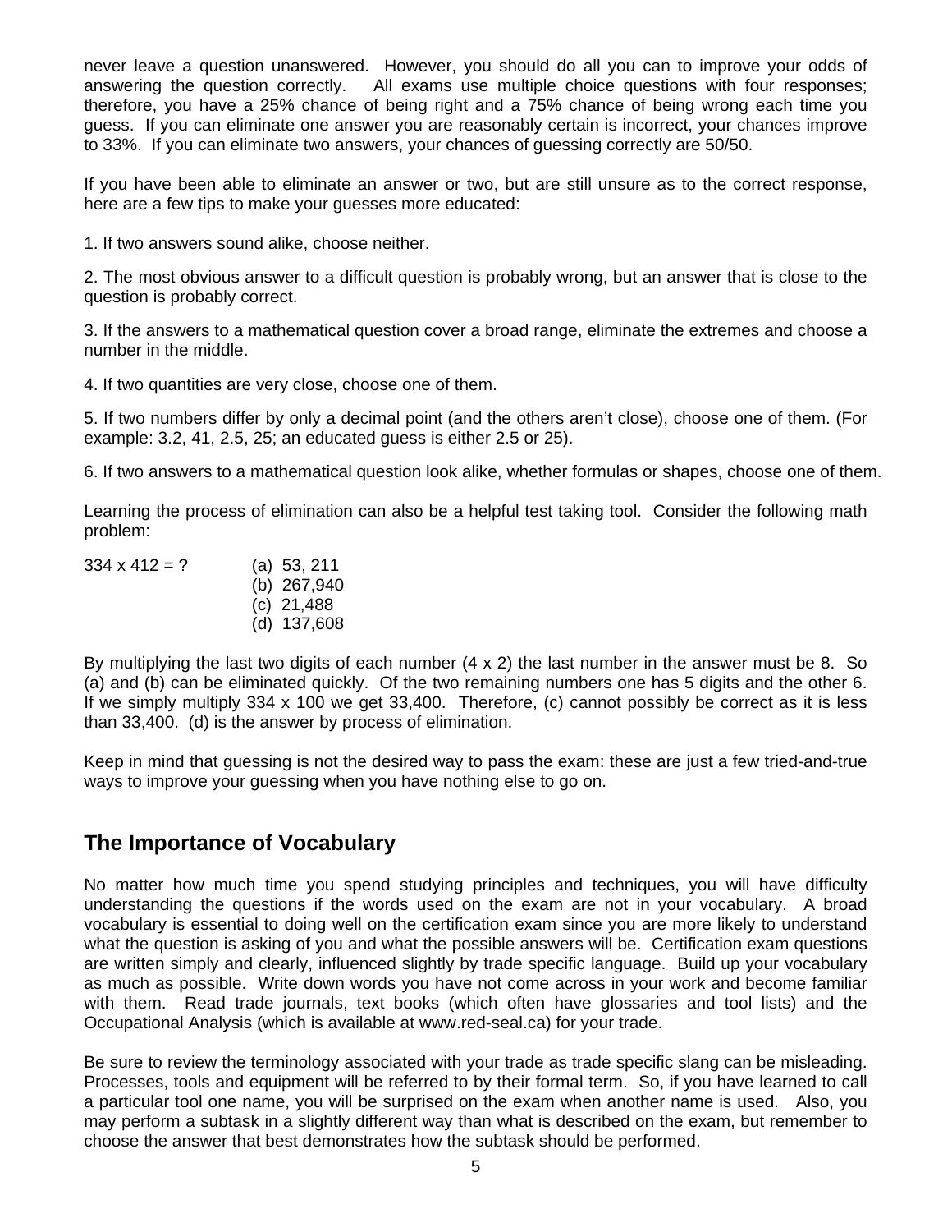never leave a question unanswered. However, you should do all you can to improve your odds of answering the question correctly. All exams use multiple choice questions with four responses; therefore, you have a 25% chance of being right and a 75% chance of being wrong each time you guess. If you can eliminate one answer you are reasonably certain is incorrect, your chances improve to 33%. If you can eliminate two answers, your chances of guessing correctly are 50/50.

If you have been able to eliminate an answer or two, but are still unsure as to the correct response, here are a few tips to make your guesses more educated:

1. If two answers sound alike, choose neither.

2. The most obvious answer to a difficult question is probably wrong, but an answer that is close to the question is probably correct.

3. If the answers to a mathematical question cover a broad range, eliminate the extremes and choose a number in the middle.

4. If two quantities are very close, choose one of them.

5. If two numbers differ by only a decimal point (and the others aren't close), choose one of them. (For example: 3.2, 41, 2.5, 25; an educated guess is either 2.5 or 25).

6. If two answers to a mathematical question look alike, whether formulas or shapes, choose one of them.

Learning the process of elimination can also be a helpful test taking tool. Consider the following math problem:

334 x 412 = ?

(a) 53, 211
(b) 267,940
(c) 21,488
(d) 137,608

By multiplying the last two digits of each number (4 x 2) the last number in the answer must be 8. So (a) and (b) can be eliminated quickly. Of the two remaining numbers one has 5 digits and the other 6. If we simply multiply 334 x 100 we get 33,400. Therefore, (c) cannot possibly be correct as it is less than 33,400. (d) is the answer by process of elimination.

Keep in mind that guessing is not the desired way to pass the exam: these are just a few tried-and-true ways to improve your guessing when you have nothing else to go on.

## The Importance of Vocabulary

No matter how much time you spend studying principles and techniques, you will have difficulty understanding the questions if the words used on the exam are not in your vocabulary. A broad vocabulary is essential to doing well on the certification exam since you are more likely to understand what the question is asking of you and what the possible answers will be. Certification exam questions are written simply and clearly, influenced slightly by trade specific language. Build up your vocabulary as much as possible. Write down words you have not come across in your work and become familiar with them. Read trade journals, text books (which often have glossaries and tool lists) and the Occupational Analysis (which is available at www.red-seal.ca) for your trade.

Be sure to review the terminology associated with your trade as trade specific slang can be misleading. Processes, tools and equipment will be referred to by their formal term. So, if you have learned to call a particular tool one name, you will be surprised on the exam when another name is used. Also, you may perform a subtask in a slightly different way than what is described on the exam, but remember to choose the answer that best demonstrates how the subtask should be performed.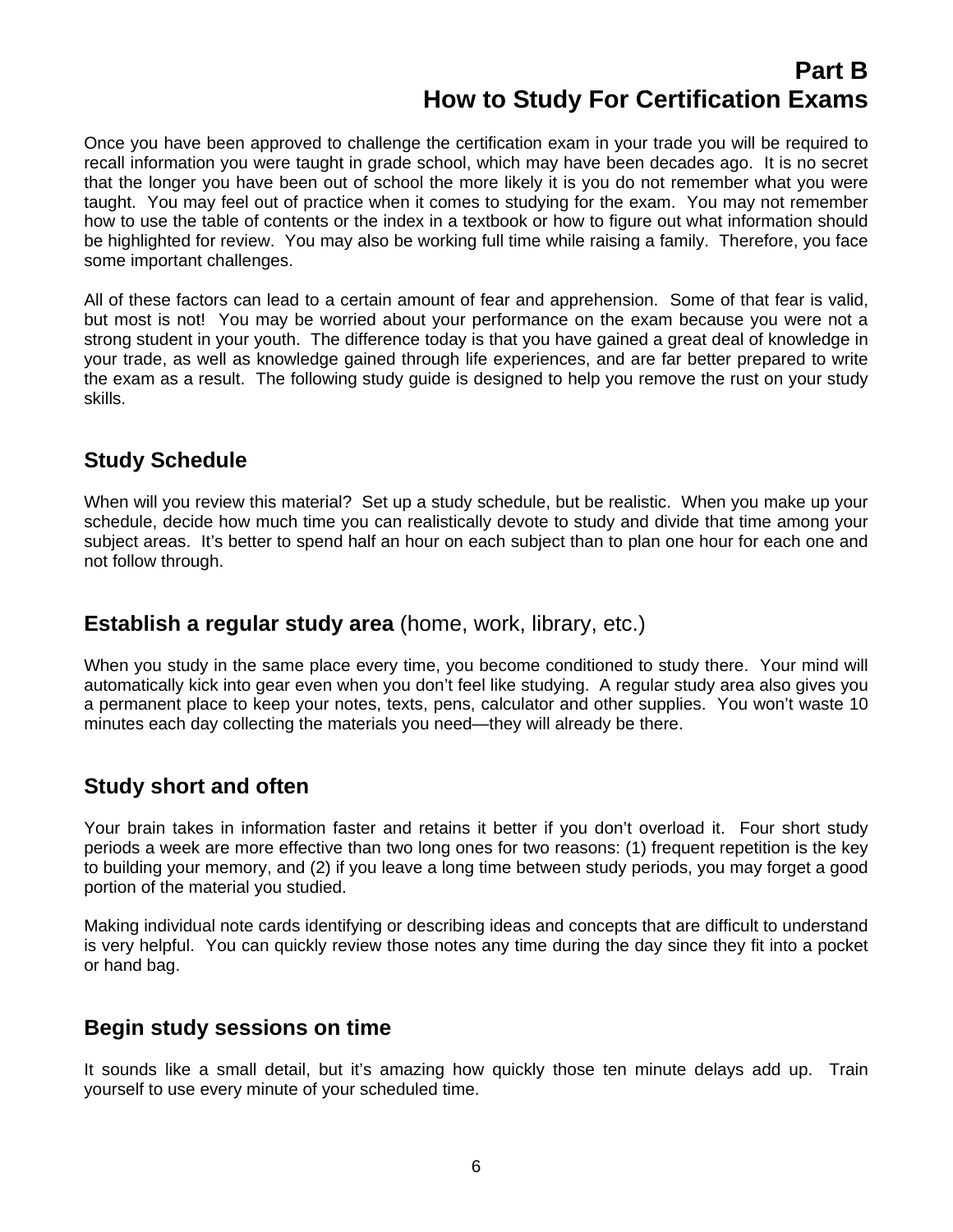# Part B
# How to Study For Certification Exams

Once you have been approved to challenge the certification exam in your trade you will be required to recall information you were taught in grade school, which may have been decades ago. It is no secret that the longer you have been out of school the more likely it is you do not remember what you were taught. You may feel out of practice when it comes to studying for the exam. You may not remember how to use the table of contents or the index in a textbook or how to figure out what information should be highlighted for review. You may also be working full time while raising a family. Therefore, you face some important challenges.

All of these factors can lead to a certain amount of fear and apprehension. Some of that fear is valid, but most is not! You may be worried about your performance on the exam because you were not a strong student in your youth. The difference today is that you have gained a great deal of knowledge in your trade, as well as knowledge gained through life experiences, and are far better prepared to write the exam as a result. The following study guide is designed to help you remove the rust on your study skills.

## Study Schedule

When will you review this material? Set up a study schedule, but be realistic. When you make up your schedule, decide how much time you can realistically devote to study and divide that time among your subject areas. It's better to spend half an hour on each subject than to plan one hour for each one and not follow through.

## Establish a regular study area (home, work, library, etc.)

When you study in the same place every time, you become conditioned to study there. Your mind will automatically kick into gear even when you don't feel like studying. A regular study area also gives you a permanent place to keep your notes, texts, pens, calculator and other supplies. You won't waste 10 minutes each day collecting the materials you need—they will already be there.

## Study short and often

Your brain takes in information faster and retains it better if you don't overload it. Four short study periods a week are more effective than two long ones for two reasons: (1) frequent repetition is the key to building your memory, and (2) if you leave a long time between study periods, you may forget a good portion of the material you studied.

Making individual note cards identifying or describing ideas and concepts that are difficult to understand is very helpful. You can quickly review those notes any time during the day since they fit into a pocket or hand bag.

## Begin study sessions on time

It sounds like a small detail, but it's amazing how quickly those ten minute delays add up. Train yourself to use every minute of your scheduled time.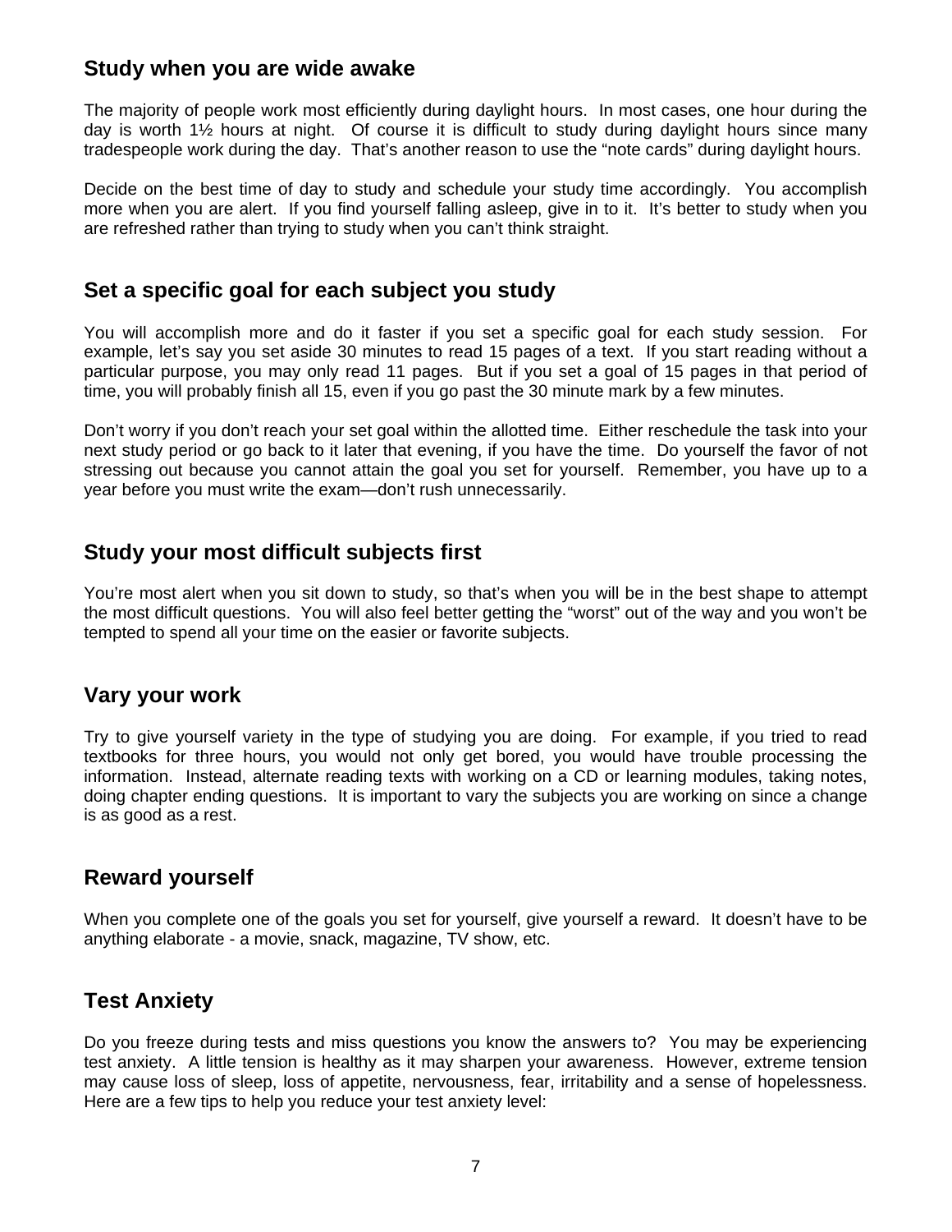## Study when you are wide awake

The majority of people work most efficiently during daylight hours. In most cases, one hour during the day is worth 1½ hours at night. Of course it is difficult to study during daylight hours since many tradespeople work during the day. That's another reason to use the "note cards" during daylight hours.

Decide on the best time of day to study and schedule your study time accordingly. You accomplish more when you are alert. If you find yourself falling asleep, give in to it. It's better to study when you are refreshed rather than trying to study when you can't think straight.

## Set a specific goal for each subject you study

You will accomplish more and do it faster if you set a specific goal for each study session. For example, let's say you set aside 30 minutes to read 15 pages of a text. If you start reading without a particular purpose, you may only read 11 pages. But if you set a goal of 15 pages in that period of time, you will probably finish all 15, even if you go past the 30 minute mark by a few minutes.

Don't worry if you don't reach your set goal within the allotted time. Either reschedule the task into your next study period or go back to it later that evening, if you have the time. Do yourself the favor of not stressing out because you cannot attain the goal you set for yourself. Remember, you have up to a year before you must write the exam—don't rush unnecessarily.

## Study your most difficult subjects first

You're most alert when you sit down to study, so that's when you will be in the best shape to attempt the most difficult questions. You will also feel better getting the "worst" out of the way and you won't be tempted to spend all your time on the easier or favorite subjects.

## Vary your work

Try to give yourself variety in the type of studying you are doing. For example, if you tried to read textbooks for three hours, you would not only get bored, you would have trouble processing the information. Instead, alternate reading texts with working on a CD or learning modules, taking notes, doing chapter ending questions. It is important to vary the subjects you are working on since a change is as good as a rest.

## Reward yourself

When you complete one of the goals you set for yourself, give yourself a reward. It doesn't have to be anything elaborate - a movie, snack, magazine, TV show, etc.

## Test Anxiety

Do you freeze during tests and miss questions you know the answers to? You may be experiencing test anxiety. A little tension is healthy as it may sharpen your awareness. However, extreme tension may cause loss of sleep, loss of appetite, nervousness, fear, irritability and a sense of hopelessness. Here are a few tips to help you reduce your test anxiety level: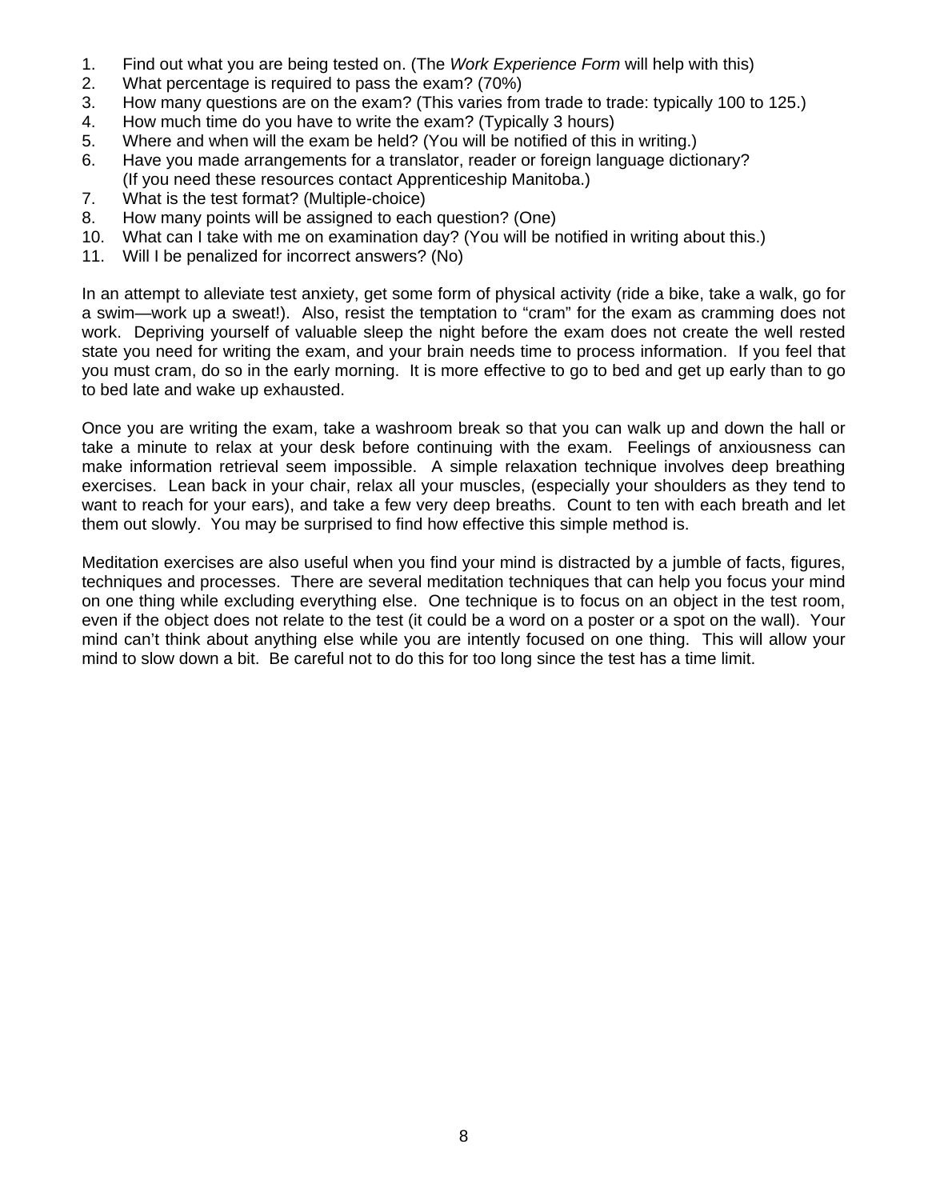1. Find out what you are being tested on. (The *Work Experience Form* will help with this)
2. What percentage is required to pass the exam? (70%)
3. How many questions are on the exam? (This varies from trade to trade: typically 100 to 125.)
4. How much time do you have to write the exam? (Typically 3 hours)
5. Where and when will the exam be held? (You will be notified of this in writing.)
6. Have you made arrangements for a translator, reader or foreign language dictionary? (If you need these resources contact Apprenticeship Manitoba.)
7. What is the test format? (Multiple-choice)
8. How many points will be assigned to each question? (One)
10. What can I take with me on examination day? (You will be notified in writing about this.)
11. Will I be penalized for incorrect answers? (No)

In an attempt to alleviate test anxiety, get some form of physical activity (ride a bike, take a walk, go for a swim—work up a sweat!). Also, resist the temptation to "cram" for the exam as cramming does not work. Depriving yourself of valuable sleep the night before the exam does not create the well rested state you need for writing the exam, and your brain needs time to process information. If you feel that you must cram, do so in the early morning. It is more effective to go to bed and get up early than to go to bed late and wake up exhausted.

Once you are writing the exam, take a washroom break so that you can walk up and down the hall or take a minute to relax at your desk before continuing with the exam. Feelings of anxiousness can make information retrieval seem impossible. A simple relaxation technique involves deep breathing exercises. Lean back in your chair, relax all your muscles, (especially your shoulders as they tend to want to reach for your ears), and take a few very deep breaths. Count to ten with each breath and let them out slowly. You may be surprised to find how effective this simple method is.

Meditation exercises are also useful when you find your mind is distracted by a jumble of facts, figures, techniques and processes. There are several meditation techniques that can help you focus your mind on one thing while excluding everything else. One technique is to focus on an object in the test room, even if the object does not relate to the test (it could be a word on a poster or a spot on the wall). Your mind can't think about anything else while you are intently focused on one thing. This will allow your mind to slow down a bit. Be careful not to do this for too long since the test has a time limit.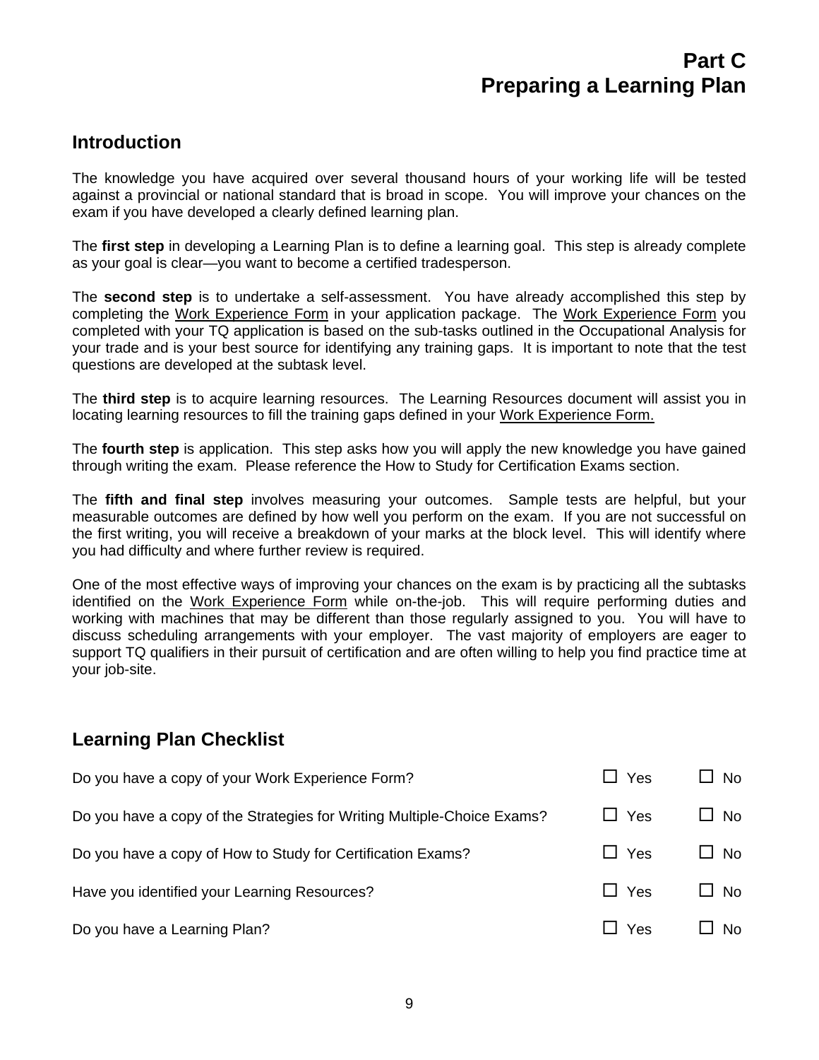# Part C
# Preparing a Learning Plan

## Introduction

The knowledge you have acquired over several thousand hours of your working life will be tested against a provincial or national standard that is broad in scope. You will improve your chances on the exam if you have developed a clearly defined learning plan.

The **first step** in developing a Learning Plan is to define a learning goal. This step is already complete as your goal is clear—you want to become a certified tradesperson.

The **second step** is to undertake a self-assessment. You have already accomplished this step by completing the Work Experience Form in your application package. The Work Experience Form you completed with your TQ application is based on the sub-tasks outlined in the Occupational Analysis for your trade and is your best source for identifying any training gaps. It is important to note that the test questions are developed at the subtask level.

The **third step** is to acquire learning resources. The Learning Resources document will assist you in locating learning resources to fill the training gaps defined in your Work Experience Form.

The **fourth step** is application. This step asks how you will apply the new knowledge you have gained through writing the exam. Please reference the How to Study for Certification Exams section.

The **fifth and final step** involves measuring your outcomes. Sample tests are helpful, but your measurable outcomes are defined by how well you perform on the exam. If you are not successful on the first writing, you will receive a breakdown of your marks at the block level. This will identify where you had difficulty and where further review is required.

One of the most effective ways of improving your chances on the exam is by practicing all the subtasks identified on the Work Experience Form while on-the-job. This will require performing duties and working with machines that may be different than those regularly assigned to you. You will have to discuss scheduling arrangements with your employer. The vast majority of employers are eager to support TQ qualifiers in their pursuit of certification and are often willing to help you find practice time at your job-site.

## Learning Plan Checklist

| | | |
|---|---|---|
| Do you have a copy of your Work Experience Form? | ☐ Yes | ☐ No |
| Do you have a copy of the Strategies for Writing Multiple-Choice Exams? | ☐ Yes | ☐ No |
| Do you have a copy of How to Study for Certification Exams? | ☐ Yes | ☐ No |
| Have you identified your Learning Resources? | ☐ Yes | ☐ No |
| Do you have a Learning Plan? | ☐ Yes | ☐ No |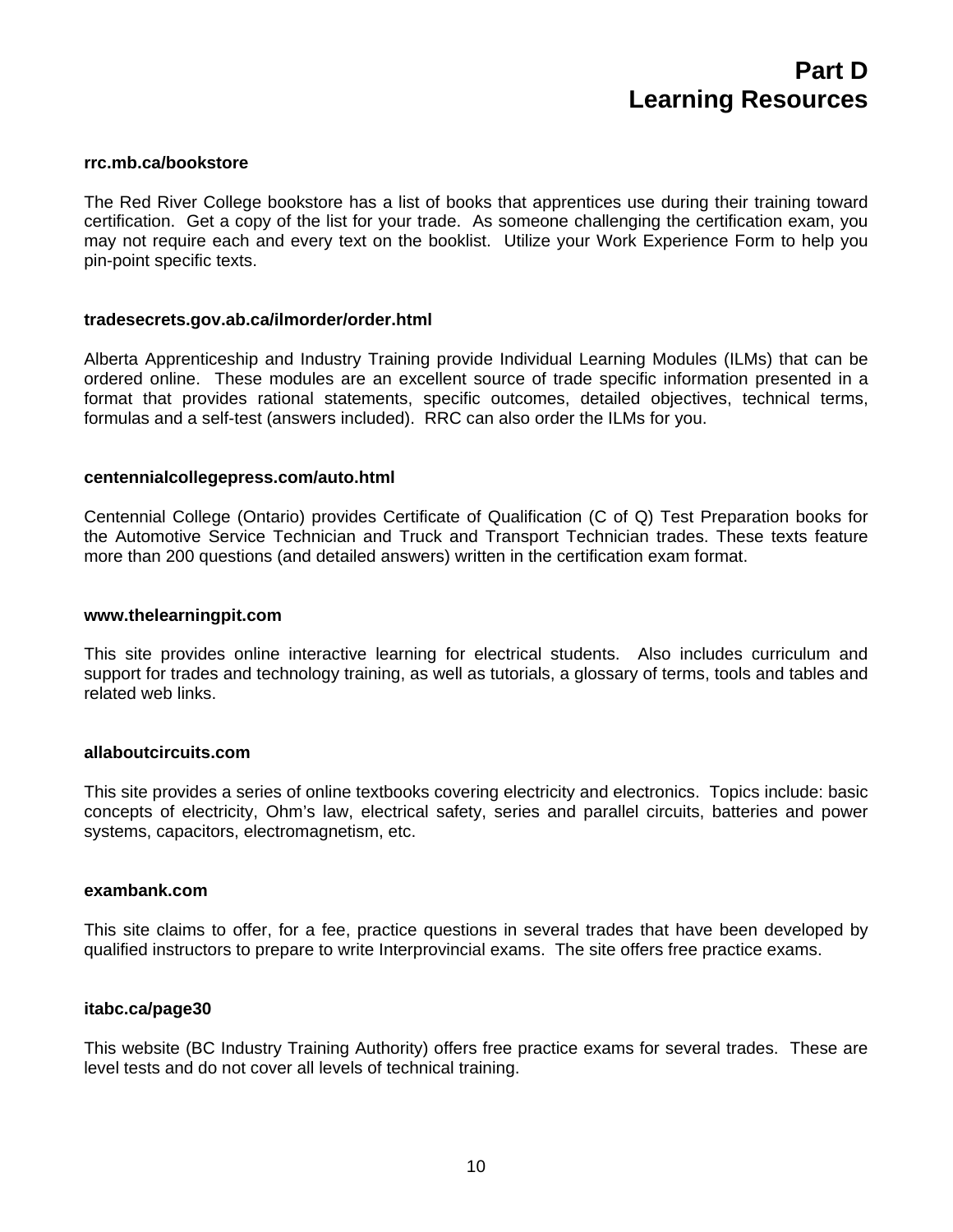# Part D
# Learning Resources

**rrc.mb.ca/bookstore**

The Red River College bookstore has a list of books that apprentices use during their training toward certification. Get a copy of the list for your trade. As someone challenging the certification exam, you may not require each and every text on the booklist. Utilize your Work Experience Form to help you pin-point specific texts.

**tradesecrets.gov.ab.ca/ilmorder/order.html**

Alberta Apprenticeship and Industry Training provide Individual Learning Modules (ILMs) that can be ordered online. These modules are an excellent source of trade specific information presented in a format that provides rational statements, specific outcomes, detailed objectives, technical terms, formulas and a self-test (answers included). RRC can also order the ILMs for you.

**centennialcollegepress.com/auto.html**

Centennial College (Ontario) provides Certificate of Qualification (C of Q) Test Preparation books for the Automotive Service Technician and Truck and Transport Technician trades. These texts feature more than 200 questions (and detailed answers) written in the certification exam format.

**www.thelearningpit.com**

This site provides online interactive learning for electrical students. Also includes curriculum and support for trades and technology training, as well as tutorials, a glossary of terms, tools and tables and related web links.

**allaboutcircuits.com**

This site provides a series of online textbooks covering electricity and electronics. Topics include: basic concepts of electricity, Ohm's law, electrical safety, series and parallel circuits, batteries and power systems, capacitors, electromagnetism, etc.

**exambank.com**

This site claims to offer, for a fee, practice questions in several trades that have been developed by qualified instructors to prepare to write Interprovincial exams. The site offers free practice exams.

**itabc.ca/page30**

This website (BC Industry Training Authority) offers free practice exams for several trades. These are level tests and do not cover all levels of technical training.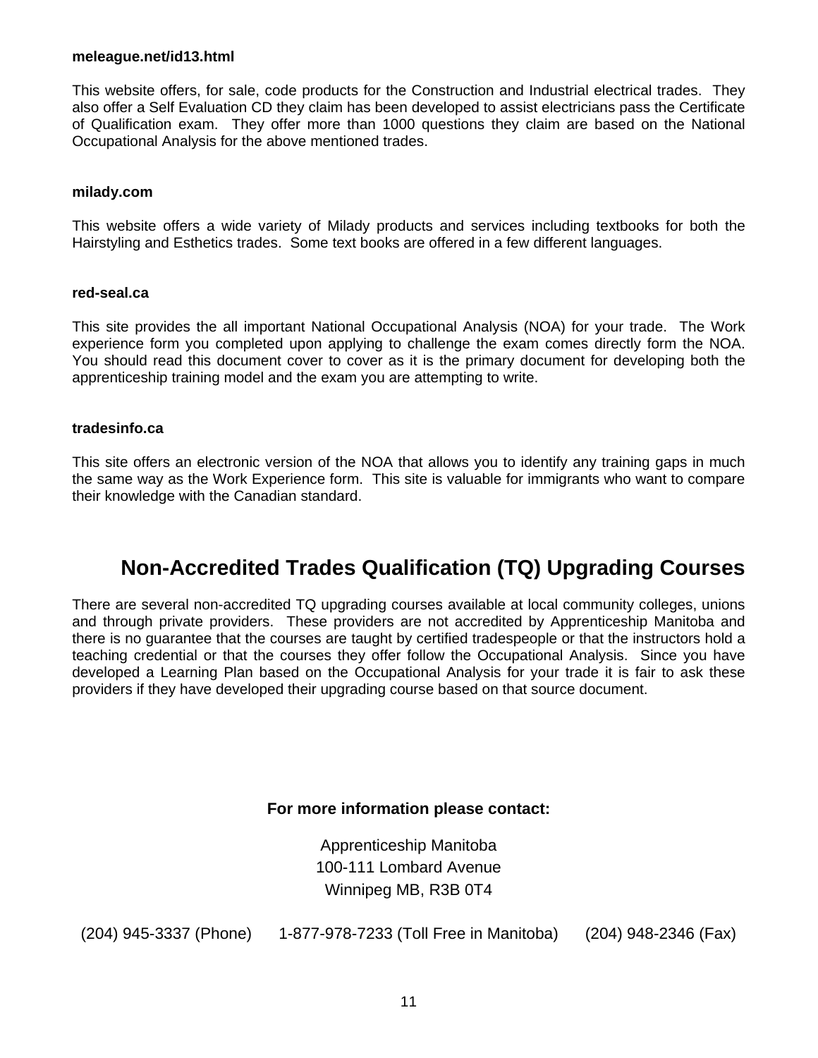**meleague.net/id13.html**

This website offers, for sale, code products for the Construction and Industrial electrical trades. They also offer a Self Evaluation CD they claim has been developed to assist electricians pass the Certificate of Qualification exam. They offer more than 1000 questions they claim are based on the National Occupational Analysis for the above mentioned trades.

**milady.com**

This website offers a wide variety of Milady products and services including textbooks for both the Hairstyling and Esthetics trades. Some text books are offered in a few different languages.

**red-seal.ca**

This site provides the all important National Occupational Analysis (NOA) for your trade. The Work experience form you completed upon applying to challenge the exam comes directly form the NOA. You should read this document cover to cover as it is the primary document for developing both the apprenticeship training model and the exam you are attempting to write.

**tradesinfo.ca**

This site offers an electronic version of the NOA that allows you to identify any training gaps in much the same way as the Work Experience form. This site is valuable for immigrants who want to compare their knowledge with the Canadian standard.

## Non-Accredited Trades Qualification (TQ) Upgrading Courses

There are several non-accredited TQ upgrading courses available at local community colleges, unions and through private providers. These providers are not accredited by Apprenticeship Manitoba and there is no guarantee that the courses are taught by certified tradespeople or that the instructors hold a teaching credential or that the courses they offer follow the Occupational Analysis. Since you have developed a Learning Plan based on the Occupational Analysis for your trade it is fair to ask these providers if they have developed their upgrading course based on that source document.

**For more information please contact:**

Apprenticeship Manitoba
100-111 Lombard Avenue
Winnipeg MB, R3B 0T4

(204) 945-3337 (Phone) 1-877-978-7233 (Toll Free in Manitoba) (204) 948-2346 (Fax)